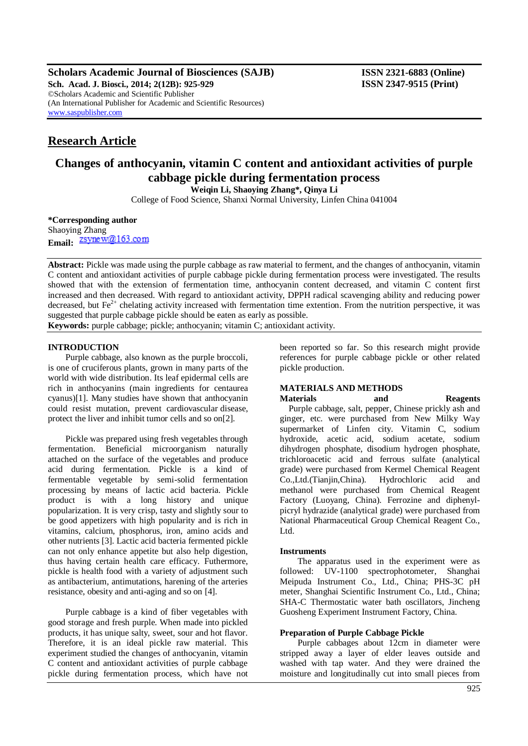**Scholars Academic Journal of Biosciences (SAJB)**
**Sch. Acad. J. Biosci., 2014; 2(12B): 925-929**
©Scholars Academic and Scientific Publisher
(An International Publisher for Academic and Scientific Resources)
www.saspublisher.com

**ISSN 2321-6883 (Online)**
**ISSN 2347-9515 (Print)**

## Research Article

# Changes of anthocyanin, vitamin C content and antioxidant activities of purple cabbage pickle during fermentation process

**Weiqin Li, Shaoying Zhang\*, Qinya Li**

College of Food Science, Shanxi Normal University, Linfen China 041004

**\*Corresponding author**
Shaoying Zhang
**Email:** zsynew@163.com

**Abstract:** Pickle was made using the purple cabbage as raw material to ferment, and the changes of anthocyanin, vitamin C content and antioxidant activities of purple cabbage pickle during fermentation process were investigated. The results showed that with the extension of fermentation time, anthocyanin content decreased, and vitamin C content first increased and then decreased. With regard to antioxidant activity, DPPH radical scavenging ability and reducing power decreased, but $Fe^{2+}$ chelating activity increased with fermentation time extention. From the nutrition perspective, it was suggested that purple cabbage pickle should be eaten as early as possible.

**Keywords:** purple cabbage; pickle; anthocyanin; vitamin C; antioxidant activity.

## INTRODUCTION

Purple cabbage, also known as the purple broccoli, is one of cruciferous plants, grown in many parts of the world with wide distribution. Its leaf epidermal cells are rich in anthocyanins (main ingredients for centaurea cyanus)[1]. Many studies have shown that anthocyanin could resist mutation, prevent cardiovascular disease, protect the liver and inhibit tumor cells and so on[2].

Pickle was prepared using fresh vegetables through fermentation. Beneficial microorganism naturally attached on the surface of the vegetables and produce acid during fermentation. Pickle is a kind of fermentable vegetable by semi-solid fermentation processing by means of lactic acid bacteria. Pickle product is with a long history and unique popularization. It is very crisp, tasty and slightly sour to be good appetizers with high popularity and is rich in vitamins, calcium, phosphorus, iron, amino acids and other nutrients [3]. Lactic acid bacteria fermented pickle can not only enhance appetite but also help digestion, thus having certain health care efficacy. Futhermore, pickle is health food with a variety of adjustment such as antibacterium, antimutations, harening of the arteries resistance, obesity and anti-aging and so on [4].

Purple cabbage is a kind of fiber vegetables with good storage and fresh purple. When made into pickled products, it has unique salty, sweet, sour and hot flavor. Therefore, it is an ideal pickle raw material. This experiment studied the changes of anthocyanin, vitamin C content and antioxidant activities of purple cabbage pickle during fermentation process, which have not been reported so far. So this research might provide references for purple cabbage pickle or other related pickle production.

## MATERIALS AND METHODS

### Materials and Reagents

Purple cabbage, salt, pepper, Chinese prickly ash and ginger, etc. were purchased from New Milky Way supermarket of Linfen city. Vitamin C, sodium hydroxide, acetic acid, sodium acetate, sodium dihydrogen phosphate, disodium hydrogen phosphate, trichloroacetic acid and ferrous sulfate (analytical grade) were purchased from Kermel Chemical Reagent Co.,Ltd.(Tianjin,China). Hydrochloric acid and methanol were purchased from Chemical Reagent Factory (Luoyang, China). Ferrozine and diphenyl-picryl hydrazide (analytical grade) were purchased from National Pharmaceutical Group Chemical Reagent Co., Ltd.

### Instruments

The apparatus used in the experiment were as followed: UV-1100 spectrophotometer, Shanghai Meipuda Instrument Co., Ltd., China; PHS-3C pH meter, Shanghai Scientific Instrument Co., Ltd., China; SHA-C Thermostatic water bath oscillators, Jincheng Guosheng Experiment Instrument Factory, China.

### Preparation of Purple Cabbage Pickle

Purple cabbages about 12cm in diameter were stripped away a layer of elder leaves outside and washed with tap water. And they were drained the moisture and longitudinally cut into small pieces from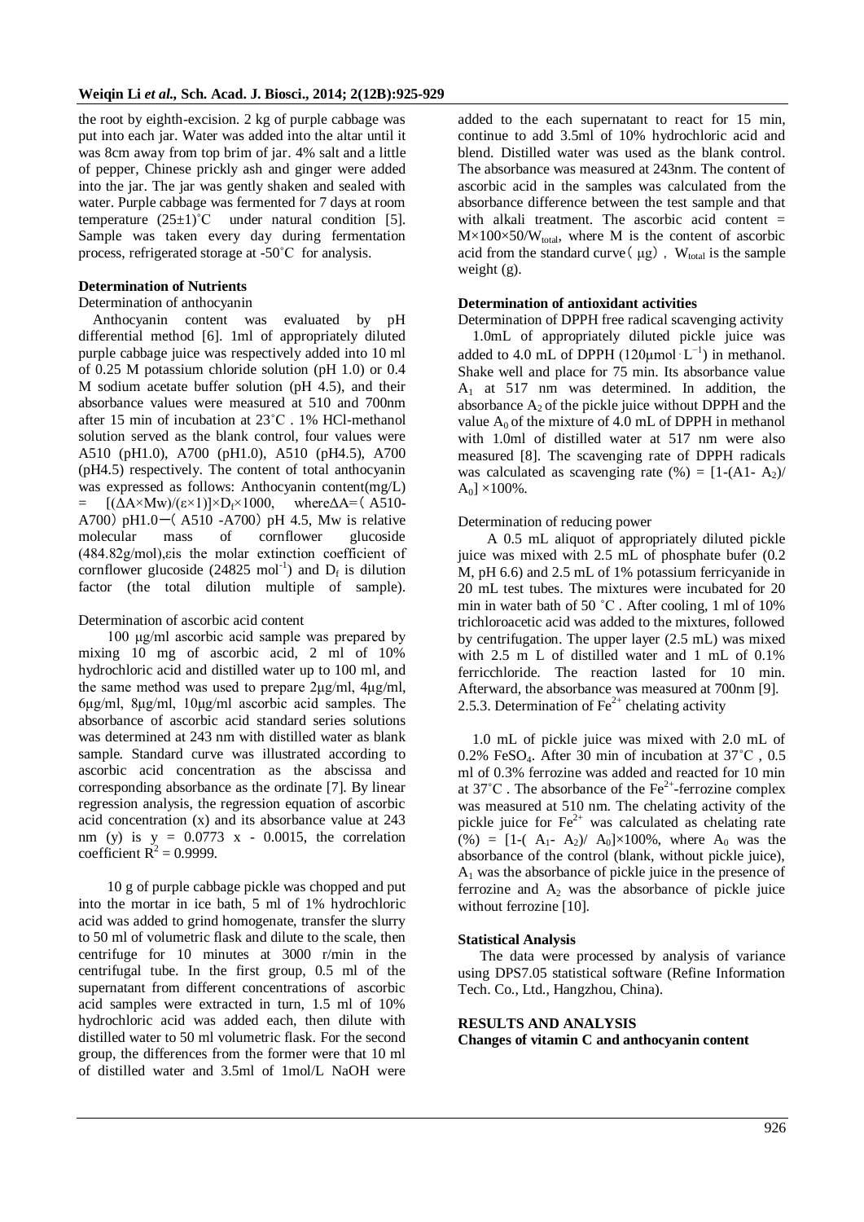the root by eighth-excision. 2 kg of purple cabbage was put into each jar. Water was added into the altar until it was 8cm away from top brim of jar. 4% salt and a little of pepper, Chinese prickly ash and ginger were added into the jar. The jar was gently shaken and sealed with water. Purple cabbage was fermented for 7 days at room temperature (25±1)˚C under natural condition [5]. Sample was taken every day during fermentation process, refrigerated storage at -50˚C for analysis.

**Determination of Nutrients**

Determination of anthocyanin

Anthocyanin content was evaluated by pH differential method [6]. 1ml of appropriately diluted purple cabbage juice was respectively added into 10 ml of 0.25 M potassium chloride solution (pH 1.0) or 0.4 M sodium acetate buffer solution (pH 4.5), and their absorbance values were measured at 510 and 700nm after 15 min of incubation at 23˚C . 1% HCl-methanol solution served as the blank control, four values were A510 (pH1.0), A700 (pH1.0), A510 (pH4.5), A700 (pH4.5) respectively. The content of total anthocyanin was expressed as follows: Anthocyanin content(mg/L) = $[(\Delta A \times Mw)/(\varepsilon \times 1)] \times D_f \times 1000$, where $\Delta A$=（A510-A700）pH1.0－（A510 -A700）pH 4.5, Mw is relative molecular mass of cornflower glucoside (484.82g/mol),εis the molar extinction coefficient of cornflower glucoside (24825 $mol^{-1}$) and $D_f$ is dilution factor (the total dilution multiple of sample).

Determination of ascorbic acid content

100 μg/ml ascorbic acid sample was prepared by mixing 10 mg of ascorbic acid, 2 ml of 10% hydrochloric acid and distilled water up to 100 ml, and the same method was used to prepare 2μg/ml, 4μg/ml, 6μg/ml, 8μg/ml, 10μg/ml ascorbic acid samples. The absorbance of ascorbic acid standard series solutions was determined at 243 nm with distilled water as blank sample. Standard curve was illustrated according to ascorbic acid concentration as the abscissa and corresponding absorbance as the ordinate [7]. By linear regression analysis, the regression equation of ascorbic acid concentration (x) and its absorbance value at 243 nm (y) is $y = 0.0773\ x - 0.0015$, the correlation coefficient $R^2 = 0.9999$.

10 g of purple cabbage pickle was chopped and put into the mortar in ice bath, 5 ml of 1% hydrochloric acid was added to grind homogenate, transfer the slurry to 50 ml of volumetric flask and dilute to the scale, then centrifuge for 10 minutes at 3000 r/min in the centrifugal tube. In the first group, 0.5 ml of the supernatant from different concentrations of ascorbic acid samples were extracted in turn, 1.5 ml of 10% hydrochloric acid was added each, then dilute with distilled water to 50 ml volumetric flask. For the second group, the differences from the former were that 10 ml of distilled water and 3.5ml of 1mol/L NaOH were added to the each supernatant to react for 15 min, continue to add 3.5ml of 10% hydrochloric acid and blend. Distilled water was used as the blank control. The absorbance was measured at 243nm. The content of ascorbic acid in the samples was calculated from the absorbance difference between the test sample and that with alkali treatment. The ascorbic acid content = $M \times 100 \times 50 / W_{total}$, where M is the content of ascorbic acid from the standard curve（μg）, $W_{total}$ is the sample weight (g).

**Determination of antioxidant activities**

Determination of DPPH free radical scavenging activity

1.0mL of appropriately diluted pickle juice was added to 4.0 mL of DPPH (120μmol·$L^{-1}$) in methanol. Shake well and place for 75 min. Its absorbance value $A_1$ at 517 nm was determined. In addition, the absorbance $A_2$ of the pickle juice without DPPH and the value $A_0$ of the mixture of 4.0 mL of DPPH in methanol with 1.0ml of distilled water at 517 nm were also measured [8]. The scavenging rate of DPPH radicals was calculated as scavenging rate (%) = $[1-(A_1- A_2)/A_0] \times 100\%$.

Determination of reducing power

A 0.5 mL aliquot of appropriately diluted pickle juice was mixed with 2.5 mL of phosphate bufer (0.2 M, pH 6.6) and 2.5 mL of 1% potassium ferricyanide in 20 mL test tubes. The mixtures were incubated for 20 min in water bath of 50 ˚C . After cooling, 1 ml of 10% trichloroacetic acid was added to the mixtures, followed by centrifugation. The upper layer (2.5 mL) was mixed with 2.5 m L of distilled water and 1 mL of 0.1% ferricchloride. The reaction lasted for 10 min. Afterward, the absorbance was measured at 700nm [9].

2.5.3. Determination of $Fe^{2+}$ chelating activity

1.0 mL of pickle juice was mixed with 2.0 mL of 0.2% $FeSO_4$. After 30 min of incubation at 37˚C , 0.5 ml of 0.3% ferrozine was added and reacted for 10 min at 37˚C . The absorbance of the $Fe^{2+}$-ferrozine complex was measured at 510 nm. The chelating activity of the pickle juice for $Fe^{2+}$ was calculated as chelating rate (%) = $[1-( A_1- A_2)/ A_0] \times 100\%$, where $A_0$ was the absorbance of the control (blank, without pickle juice), $A_1$ was the absorbance of pickle juice in the presence of ferrozine and $A_2$ was the absorbance of pickle juice without ferrozine [10].

**Statistical Analysis**

The data were processed by analysis of variance using DPS7.05 statistical software (Refine Information Tech. Co., Ltd., Hangzhou, China).

**RESULTS AND ANALYSIS**

**Changes of vitamin C and anthocyanin content**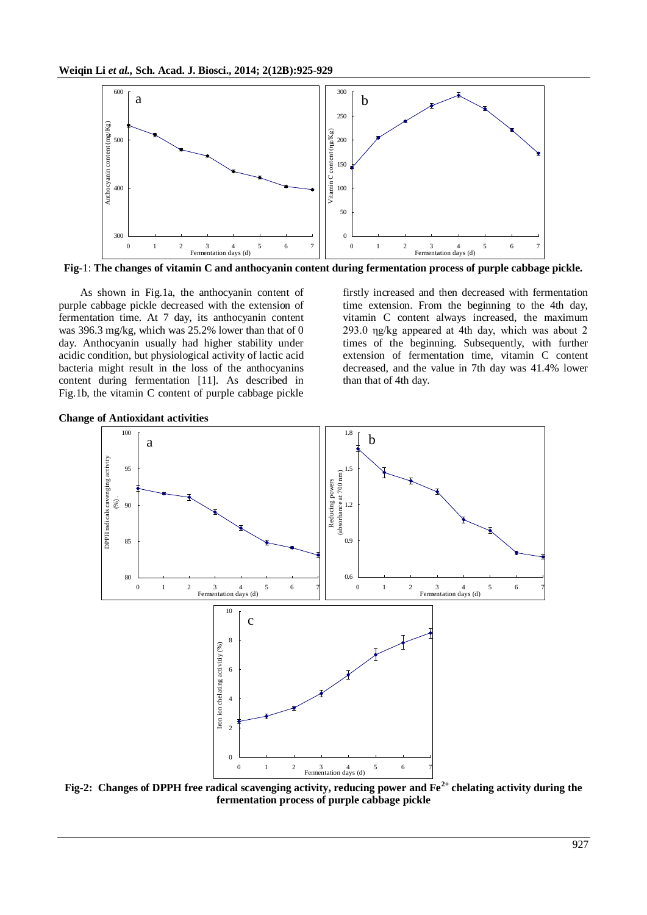**Fig-1: The changes of vitamin C and anthocyanin content during fermentation process of purple cabbage pickle.**

As shown in Fig.1a, the anthocyanin content of purple cabbage pickle decreased with the extension of fermentation time. At 7 day, its anthocyanin content was 396.3 mg/kg, which was 25.2% lower than that of 0 day. Anthocyanin usually had higher stability under acidic condition, but physiological activity of lactic acid bacteria might result in the loss of the anthocyanins content during fermentation [11]. As described in Fig.1b, the vitamin C content of purple cabbage pickle firstly increased and then decreased with fermentation time extension. From the beginning to the 4th day, vitamin C content always increased, the maximum 293.0 ηg/kg appeared at 4th day, which was about 2 times of the beginning. Subsequently, with further extension of fermentation time, vitamin C content decreased, and the value in 7th day was 41.4% lower than that of 4th day.

**Change of Antioxidant activities**

**Fig-2: Changes of DPPH free radical scavenging activity, reducing power and $Fe^{2+}$ chelating activity during the fermentation process of purple cabbage pickle**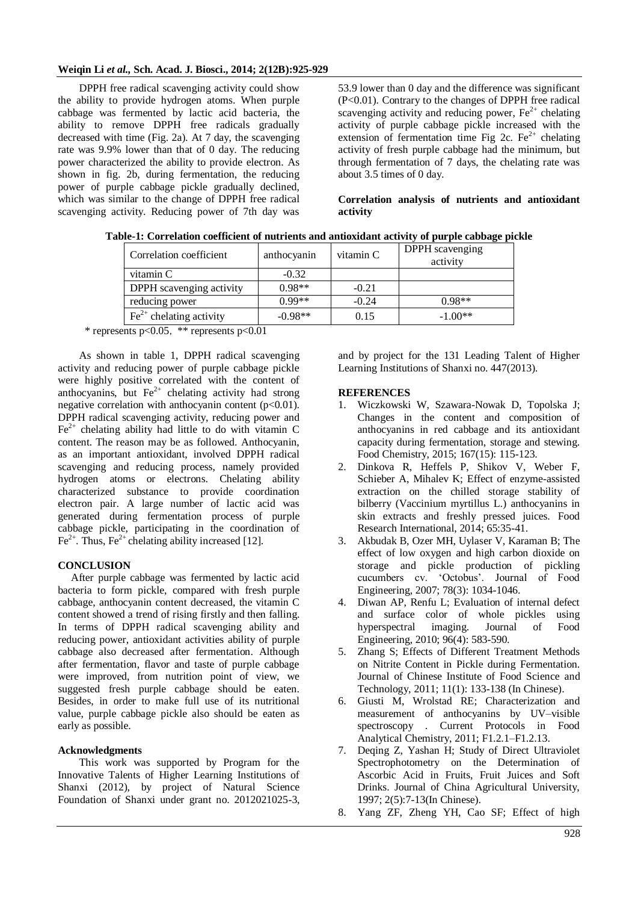DPPH free radical scavenging activity could show the ability to provide hydrogen atoms. When purple cabbage was fermented by lactic acid bacteria, the ability to remove DPPH free radicals gradually decreased with time (Fig. 2a). At 7 day, the scavenging rate was 9.9% lower than that of 0 day. The reducing power characterized the ability to provide electron. As shown in fig. 2b, during fermentation, the reducing power of purple cabbage pickle gradually declined, which was similar to the change of DPPH free radical scavenging activity. Reducing power of 7th day was 53.9 lower than 0 day and the difference was significant ($P<0.01$). Contrary to the changes of DPPH free radical scavenging activity and reducing power, $Fe^{2+}$ chelating activity of purple cabbage pickle increased with the extension of fermentation time Fig 2c. $Fe^{2+}$ chelating activity of fresh purple cabbage had the minimum, but through fermentation of 7 days, the chelating rate was about 3.5 times of 0 day.

**Correlation analysis of nutrients and antioxidant activity**

**Table-1: Correlation coefficient of nutrients and antioxidant activity of purple cabbage pickle**

| Correlation coefficient | anthocyanin | vitamin C | DPPH scavenging activity |
|---|---|---|---|
| vitamin C | -0.32 | | |
| DPPH scavenging activity | 0.98** | -0.21 | |
| reducing power | 0.99** | -0.24 | 0.98** |
| $Fe^{2+}$ chelating activity | -0.98** | 0.15 | -1.00** |

\* represents $p<0.05$, ** represents $p<0.01$

As shown in table 1, DPPH radical scavenging activity and reducing power of purple cabbage pickle were highly positive correlated with the content of anthocyanins, but $Fe^{2+}$ chelating activity had strong negative correlation with anthocyanin content ($p<0.01$). DPPH radical scavenging activity, reducing power and $Fe^{2+}$ chelating ability had little to do with vitamin C content. The reason may be as followed. Anthocyanin, as an important antioxidant, involved DPPH radical scavenging and reducing process, namely provided hydrogen atoms or electrons. Chelating ability characterized substance to provide coordination electron pair. A large number of lactic acid was generated during fermentation process of purple cabbage pickle, participating in the coordination of $Fe^{2+}$. Thus, $Fe^{2+}$ chelating ability increased [12].

## CONCLUSION

After purple cabbage was fermented by lactic acid bacteria to form pickle, compared with fresh purple cabbage, anthocyanin content decreased, the vitamin C content showed a trend of rising firstly and then falling. In terms of DPPH radical scavenging ability and reducing power, antioxidant activities ability of purple cabbage also decreased after fermentation. Although after fermentation, flavor and taste of purple cabbage were improved, from nutrition point of view, we suggested fresh purple cabbage should be eaten. Besides, in order to make full use of its nutritional value, purple cabbage pickle also should be eaten as early as possible.

### Acknowledgments

This work was supported by Program for the Innovative Talents of Higher Learning Institutions of Shanxi (2012), by project of Natural Science Foundation of Shanxi under grant no. 2012021025-3, and by project for the 131 Leading Talent of Higher Learning Institutions of Shanxi no. 447(2013).

## REFERENCES

1. Wiczkowski W, Szawara-Nowak D, Topolska J; Changes in the content and composition of anthocyanins in red cabbage and its antioxidant capacity during fermentation, storage and stewing. Food Chemistry, 2015; 167(15): 115-123.
2. Dinkova R, Heffels P, Shikov V, Weber F, Schieber A, Mihalev K; Effect of enzyme-assisted extraction on the chilled storage stability of bilberry (Vaccinium myrtillus L.) anthocyanins in skin extracts and freshly pressed juices. Food Research International, 2014; 65:35-41.
3. Akbudak B, Ozer MH, Uylaser V, Karaman B; The effect of low oxygen and high carbon dioxide on storage and pickle production of pickling cucumbers cv. 'Octobus'. Journal of Food Engineering, 2007; 78(3): 1034-1046.
4. Diwan AP, Renfu L; Evaluation of internal defect and surface color of whole pickles using hyperspectral imaging. Journal of Food Engineering, 2010; 96(4): 583-590.
5. Zhang S; Effects of Different Treatment Methods on Nitrite Content in Pickle during Fermentation. Journal of Chinese Institute of Food Science and Technology, 2011; 11(1): 133-138 (In Chinese).
6. Giusti M, Wrolstad RE; Characterization and measurement of anthocyanins by UV–visible spectroscopy . Current Protocols in Food Analytical Chemistry, 2011; F1.2.1–F1.2.13.
7. Deqing Z, Yashan H; Study of Direct Ultraviolet Spectrophotometry on the Determination of Ascorbic Acid in Fruits, Fruit Juices and Soft Drinks. Journal of China Agricultural University, 1997; 2(5):7-13(In Chinese).
8. Yang ZF, Zheng YH, Cao SF; Effect of high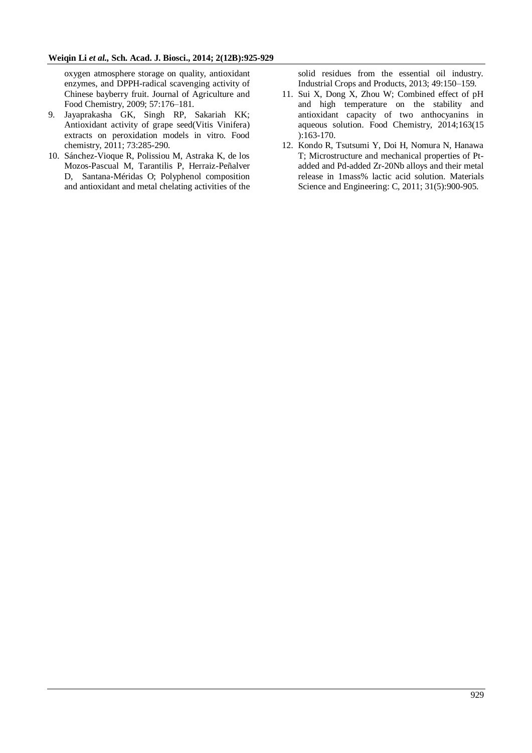oxygen atmosphere storage on quality, antioxidant enzymes, and DPPH-radical scavenging activity of Chinese bayberry fruit. Journal of Agriculture and Food Chemistry, 2009; 57:176–181.

9. Jayaprakasha GK, Singh RP, Sakariah KK; Antioxidant activity of grape seed(Vitis Vinifera) extracts on peroxidation models in vitro. Food chemistry, 2011; 73:285-290.
10. Sánchez-Vioque R, Polissiou M, Astraka K, de los Mozos-Pascual M, Tarantilis P, Herraiz-Peñalver D, Santana-Méridas O; Polyphenol composition and antioxidant and metal chelating activities of the solid residues from the essential oil industry. Industrial Crops and Products, 2013; 49:150–159.
11. Sui X, Dong X, Zhou W; Combined effect of pH and high temperature on the stability and antioxidant capacity of two anthocyanins in aqueous solution. Food Chemistry, 2014;163(15 ):163-170.
12. Kondo R, Tsutsumi Y, Doi H, Nomura N, Hanawa T; Microstructure and mechanical properties of Pt-added and Pd-added Zr-20Nb alloys and their metal release in 1mass% lactic acid solution. Materials Science and Engineering: C, 2011; 31(5):900-905.